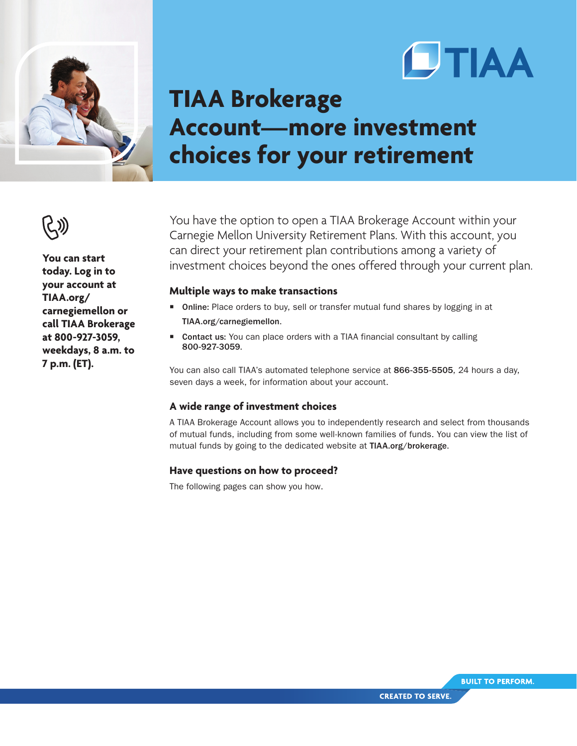TIAA

# TIAA Brokerage Account—more investment choices for your retirement

**You can start today. Log in to your account at TIAA.org/carnegiemellon or call TIAA Brokerage at 800-927-3059, weekdays, 8 a.m. to 7 p.m. (ET).**

You have the option to open a TIAA Brokerage Account within your Carnegie Mellon University Retirement Plans. With this account, you can direct your retirement plan contributions among a variety of investment choices beyond the ones offered through your current plan.

### Multiple ways to make transactions

- **Online:** Place orders to buy, sell or transfer mutual fund shares by logging in at **TIAA.org/carnegiemellon**.
- **Contact us:** You can place orders with a TIAA financial consultant by calling **800-927-3059**.

You can also call TIAA's automated telephone service at **866-355-5505**, 24 hours a day, seven days a week, for information about your account.

### A wide range of investment choices

A TIAA Brokerage Account allows you to independently research and select from thousands of mutual funds, including from some well-known families of funds. You can view the list of mutual funds by going to the dedicated website at **TIAA.org/brokerage**.

### Have questions on how to proceed?

The following pages can show you how.

BUILT TO PERFORM.
CREATED TO SERVE.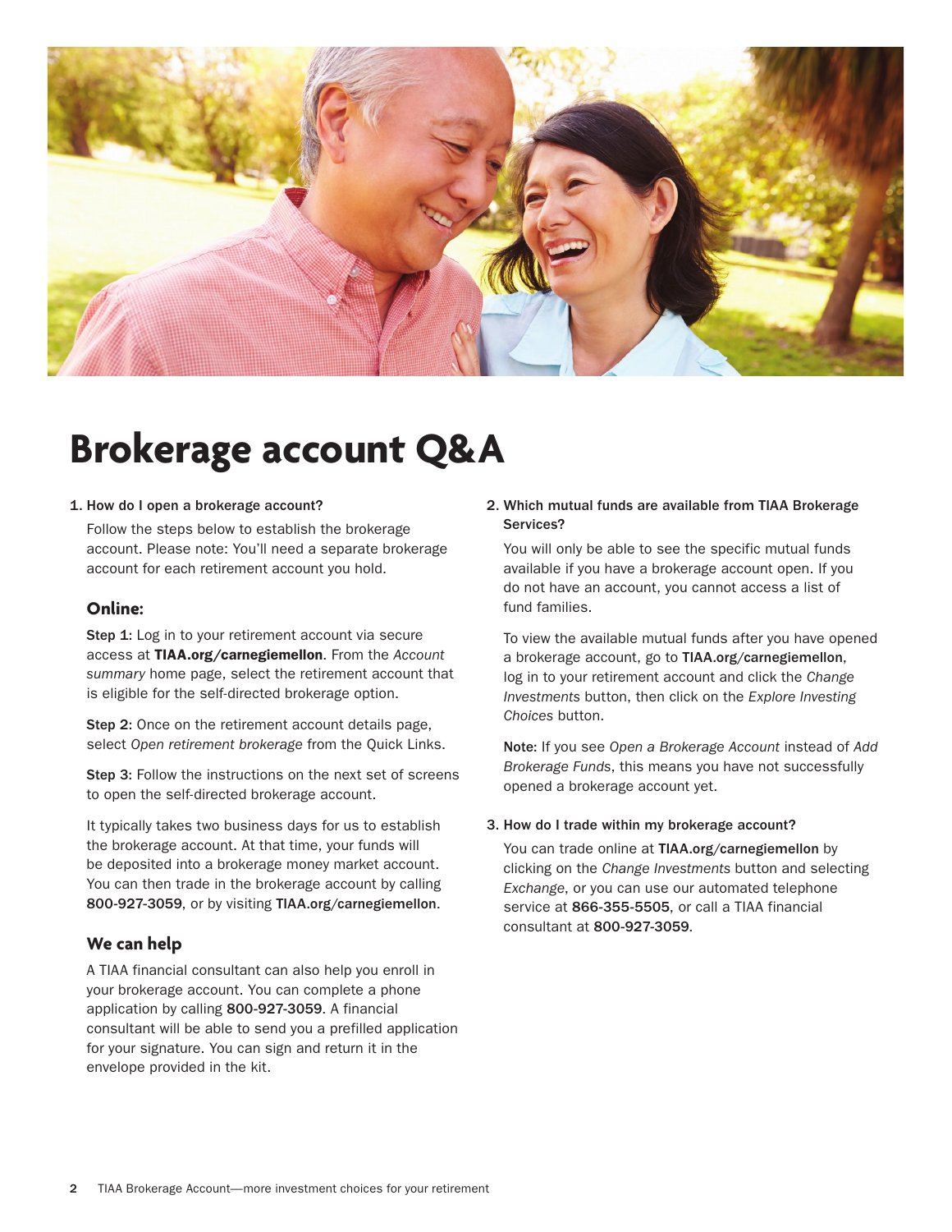# Brokerage account Q&A

**1. How do I open a brokerage account?**

Follow the steps below to establish the brokerage account. Please note: You'll need a separate brokerage account for each retirement account you hold.

### Online:

**Step 1:** Log in to your retirement account via secure access at **TIAA.org/carnegiemellon**. From the *Account summary* home page, select the retirement account that is eligible for the self-directed brokerage option.

**Step 2:** Once on the retirement account details page, select *Open retirement brokerage* from the Quick Links.

**Step 3:** Follow the instructions on the next set of screens to open the self-directed brokerage account.

It typically takes two business days for us to establish the brokerage account. At that time, your funds will be deposited into a brokerage money market account. You can then trade in the brokerage account by calling **800-927-3059**, or by visiting **TIAA.org/carnegiemellon**.

### We can help

A TIAA financial consultant can also help you enroll in your brokerage account. You can complete a phone application by calling **800-927-3059**. A financial consultant will be able to send you a prefilled application for your signature. You can sign and return it in the envelope provided in the kit.

**2. Which mutual funds are available from TIAA Brokerage Services?**

You will only be able to see the specific mutual funds available if you have a brokerage account open. If you do not have an account, you cannot access a list of fund families.

To view the available mutual funds after you have opened a brokerage account, go to **TIAA.org/carnegiemellon**, log in to your retirement account and click the *Change Investments* button, then click on the *Explore Investing Choices* button.

**Note:** If you see *Open a Brokerage Account* instead of *Add Brokerage Funds*, this means you have not successfully opened a brokerage account yet.

**3. How do I trade within my brokerage account?**

You can trade online at **TIAA.org/carnegiemellon** by clicking on the *Change Investments* button and selecting *Exchange*, or you can use our automated telephone service at **866-355-5505**, or call a TIAA financial consultant at **800-927-3059**.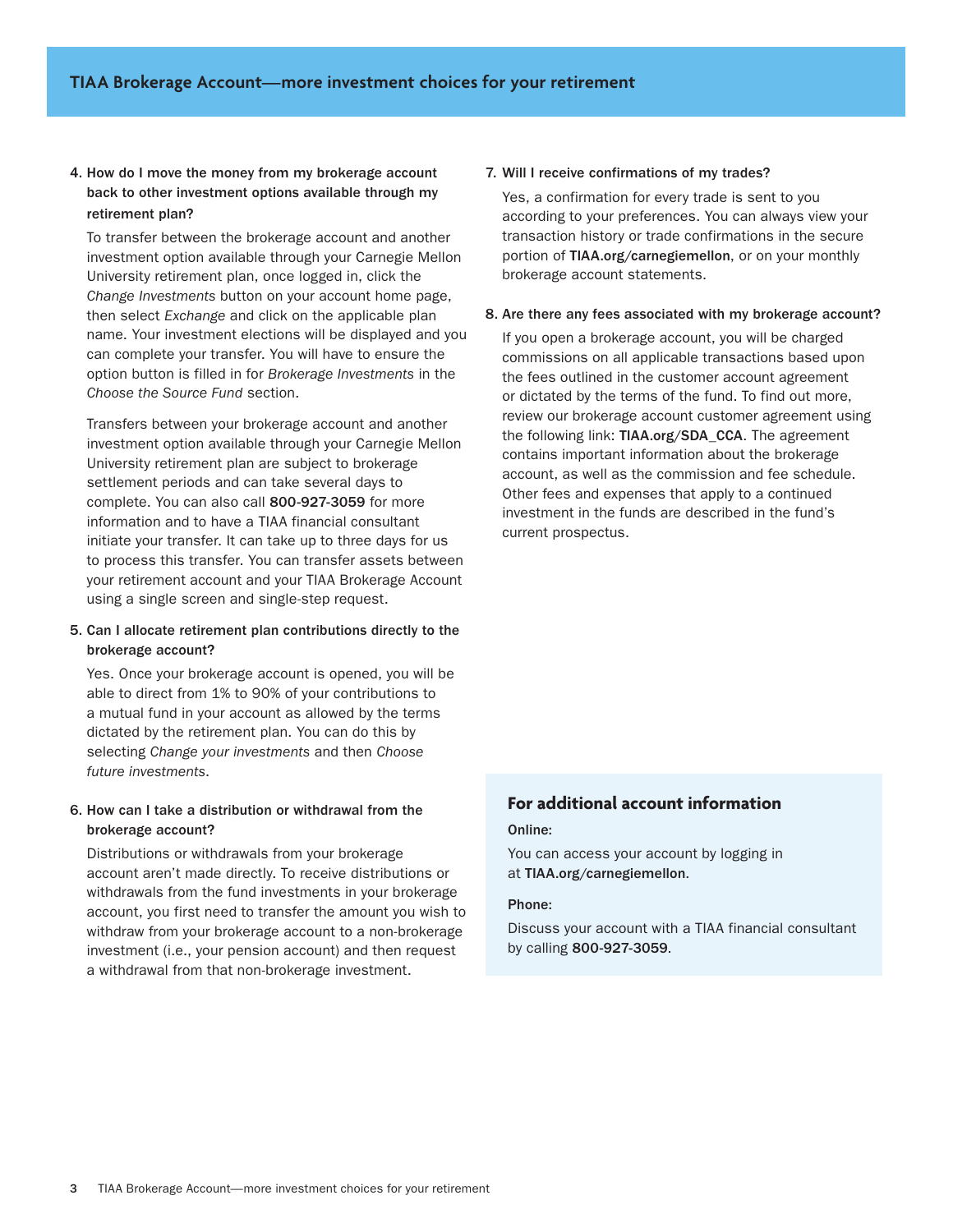4. **How do I move the money from my brokerage account back to other investment options available through my retirement plan?**

   To transfer between the brokerage account and another investment option available through your Carnegie Mellon University retirement plan, once logged in, click the *Change Investments* button on your account home page, then select *Exchange* and click on the applicable plan name. Your investment elections will be displayed and you can complete your transfer. You will have to ensure the option button is filled in for *Brokerage Investments* in the *Choose the Source Fund* section.

   Transfers between your brokerage account and another investment option available through your Carnegie Mellon University retirement plan are subject to brokerage settlement periods and can take several days to complete. You can also call **800-927-3059** for more information and to have a TIAA financial consultant initiate your transfer. It can take up to three days for us to process this transfer. You can transfer assets between your retirement account and your TIAA Brokerage Account using a single screen and single-step request.

5. **Can I allocate retirement plan contributions directly to the brokerage account?**

   Yes. Once your brokerage account is opened, you will be able to direct from 1% to 90% of your contributions to a mutual fund in your account as allowed by the terms dictated by the retirement plan. You can do this by selecting *Change your investments* and then *Choose future investments*.

6. **How can I take a distribution or withdrawal from the brokerage account?**

   Distributions or withdrawals from your brokerage account aren't made directly. To receive distributions or withdrawals from the fund investments in your brokerage account, you first need to transfer the amount you wish to withdraw from your brokerage account to a non-brokerage investment (i.e., your pension account) and then request a withdrawal from that non-brokerage investment.

7. **Will I receive confirmations of my trades?**

   Yes, a confirmation for every trade is sent to you according to your preferences. You can always view your transaction history or trade confirmations in the secure portion of **TIAA.org/carnegiemellon**, or on your monthly brokerage account statements.

8. **Are there any fees associated with my brokerage account?**

   If you open a brokerage account, you will be charged commissions on all applicable transactions based upon the fees outlined in the customer account agreement or dictated by the terms of the fund. To find out more, review our brokerage account customer agreement using the following link: **TIAA.org/SDA_CCA**. The agreement contains important information about the brokerage account, as well as the commission and fee schedule. Other fees and expenses that apply to a continued investment in the funds are described in the fund's current prospectus.

## For additional account information

**Online:**

You can access your account by logging in at **TIAA.org/carnegiemellon**.

**Phone:**

Discuss your account with a TIAA financial consultant by calling **800-927-3059**.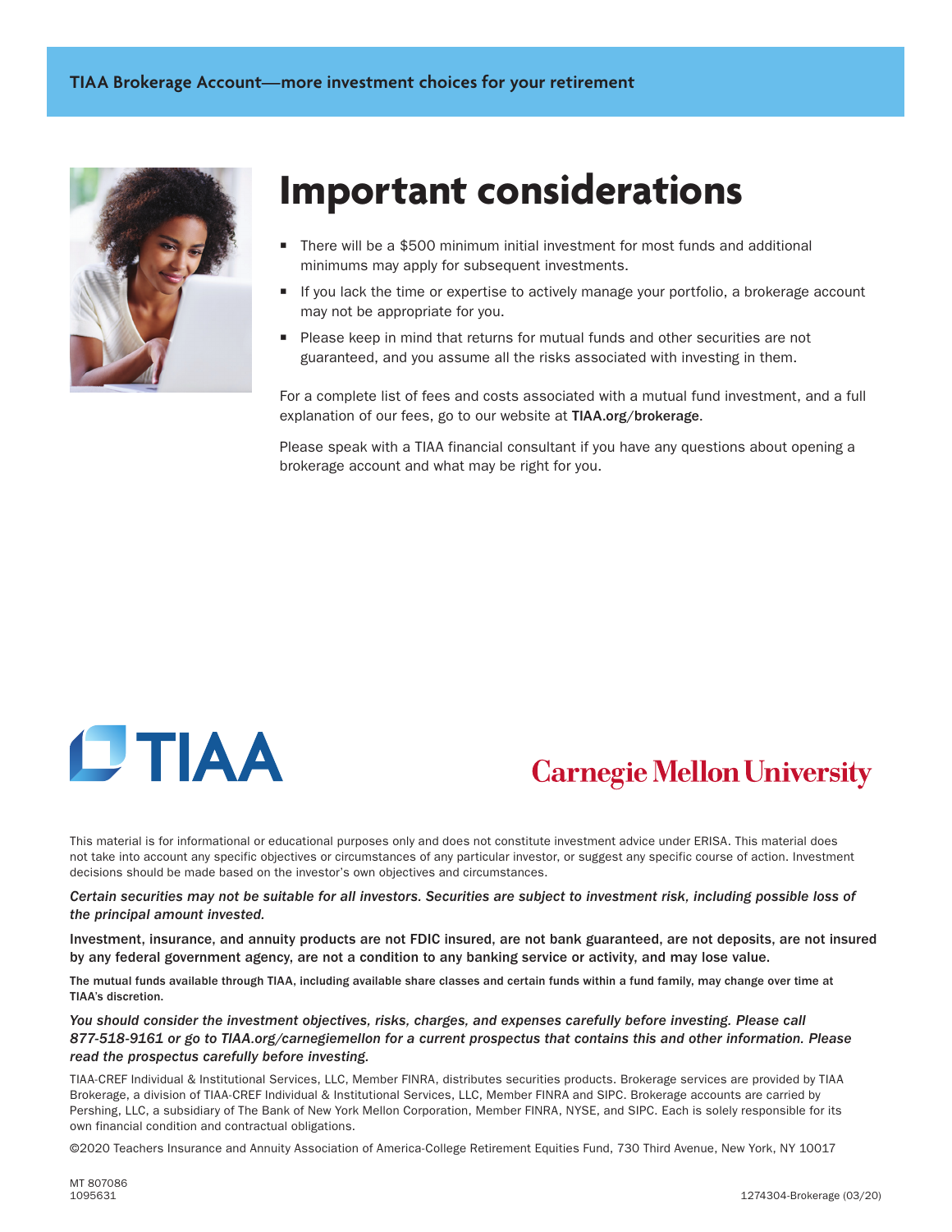TIAA Brokerage Account—more investment choices for your retirement

# Important considerations

- There will be a $500 minimum initial investment for most funds and additional minimums may apply for subsequent investments.
- If you lack the time or expertise to actively manage your portfolio, a brokerage account may not be appropriate for you.
- Please keep in mind that returns for mutual funds and other securities are not guaranteed, and you assume all the risks associated with investing in them.

For a complete list of fees and costs associated with a mutual fund investment, and a full explanation of our fees, go to our website at **TIAA.org/brokerage**.

Please speak with a TIAA financial consultant if you have any questions about opening a brokerage account and what may be right for you.

TIAA

Carnegie Mellon University

This material is for informational or educational purposes only and does not constitute investment advice under ERISA. This material does not take into account any specific objectives or circumstances of any particular investor, or suggest any specific course of action. Investment decisions should be made based on the investor's own objectives and circumstances.

*Certain securities may not be suitable for all investors. Securities are subject to investment risk, including possible loss of the principal amount invested.*

Investment, insurance, and annuity products are not FDIC insured, are not bank guaranteed, are not deposits, are not insured by any federal government agency, are not a condition to any banking service or activity, and may lose value.

**The mutual funds available through TIAA, including available share classes and certain funds within a fund family, may change over time at TIAA's discretion.**

*You should consider the investment objectives, risks, charges, and expenses carefully before investing. Please call 877-518-9161 or go to TIAA.org/carnegiemellon for a current prospectus that contains this and other information. Please read the prospectus carefully before investing.*

TIAA-CREF Individual & Institutional Services, LLC, Member FINRA, distributes securities products. Brokerage services are provided by TIAA Brokerage, a division of TIAA-CREF Individual & Institutional Services, LLC, Member FINRA and SIPC. Brokerage accounts are carried by Pershing, LLC, a subsidiary of The Bank of New York Mellon Corporation, Member FINRA, NYSE, and SIPC. Each is solely responsible for its own financial condition and contractual obligations.

©2020 Teachers Insurance and Annuity Association of America-College Retirement Equities Fund, 730 Third Avenue, New York, NY 10017

MT 807086
1095631

1274304-Brokerage (03/20)